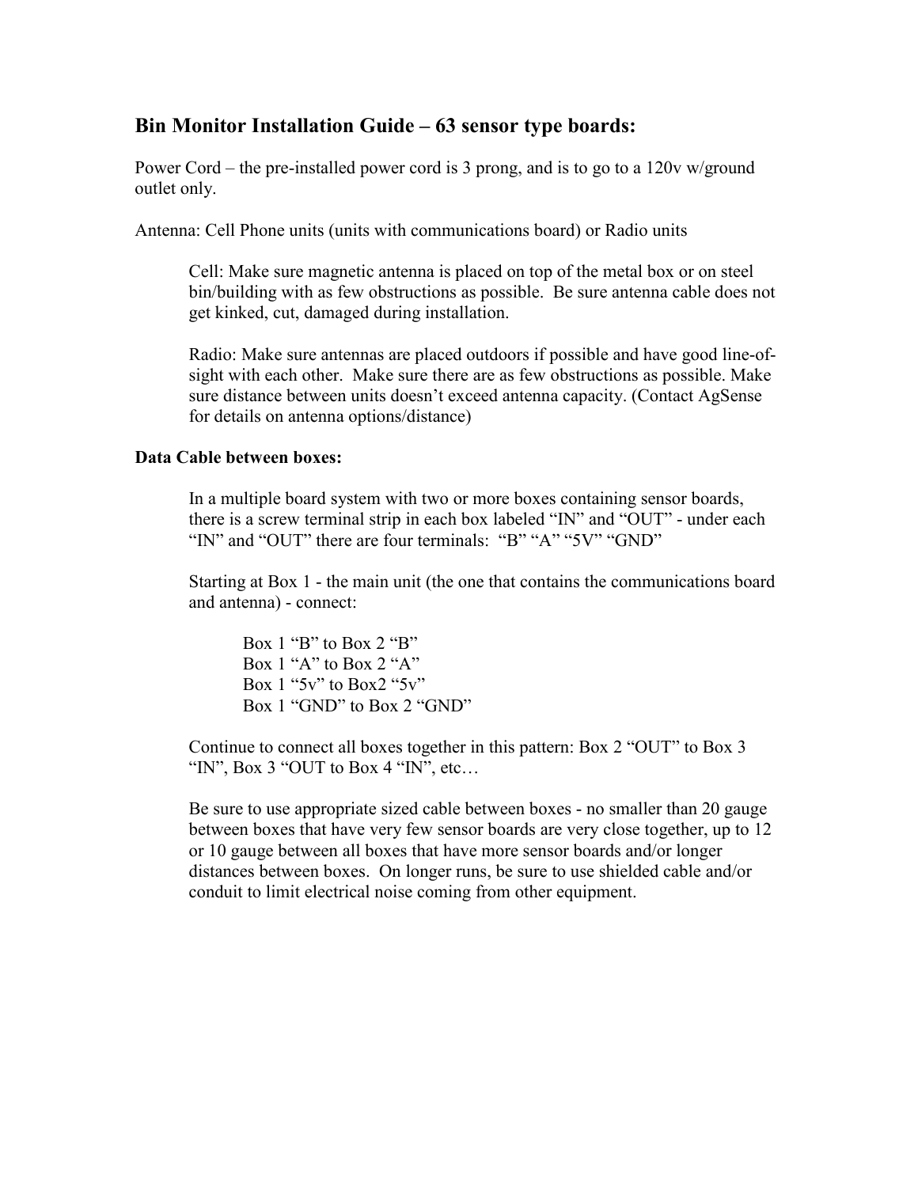## Bin Monitor Installation Guide – 63 sensor type boards:

Power Cord – the pre-installed power cord is 3 prong, and is to go to a 120v w/ground outlet only.

Antenna: Cell Phone units (units with communications board) or Radio units

> Cell: Make sure magnetic antenna is placed on top of the metal box or on steel bin/building with as few obstructions as possible. Be sure antenna cable does not get kinked, cut, damaged during installation.
>
> Radio: Make sure antennas are placed outdoors if possible and have good line-of-sight with each other. Make sure there are as few obstructions as possible. Make sure distance between units doesn't exceed antenna capacity. (Contact AgSense for details on antenna options/distance)

**Data Cable between boxes:**

> In a multiple board system with two or more boxes containing sensor boards, there is a screw terminal strip in each box labeled "IN" and "OUT" - under each "IN" and "OUT" there are four terminals: "B" "A" "5V" "GND"
>
> Starting at Box 1 - the main unit (the one that contains the communications board and antenna) - connect:
>
> > Box 1 "B" to Box 2 "B"
> > Box 1 "A" to Box 2 "A"
> > Box 1 "5v" to Box2 "5v"
> > Box 1 "GND" to Box 2 "GND"
>
> Continue to connect all boxes together in this pattern: Box 2 "OUT" to Box 3 "IN", Box 3 "OUT to Box 4 "IN", etc…
>
> Be sure to use appropriate sized cable between boxes - no smaller than 20 gauge between boxes that have very few sensor boards are very close together, up to 12 or 10 gauge between all boxes that have more sensor boards and/or longer distances between boxes. On longer runs, be sure to use shielded cable and/or conduit to limit electrical noise coming from other equipment.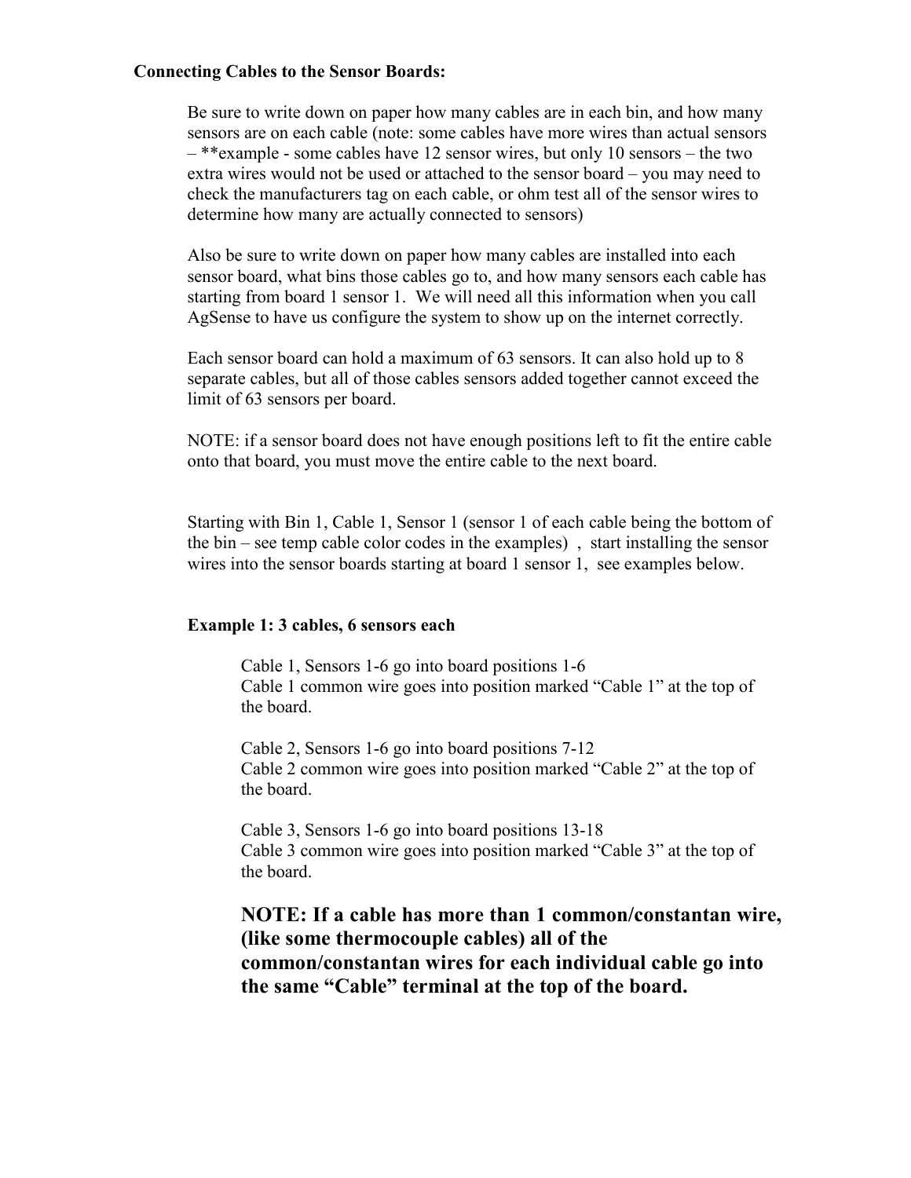**Connecting Cables to the Sensor Boards:**

Be sure to write down on paper how many cables are in each bin, and how many sensors are on each cable (note: some cables have more wires than actual sensors – **example - some cables have 12 sensor wires, but only 10 sensors – the two extra wires would not be used or attached to the sensor board – you may need to check the manufacturers tag on each cable, or ohm test all of the sensor wires to determine how many are actually connected to sensors)

Also be sure to write down on paper how many cables are installed into each sensor board, what bins those cables go to, and how many sensors each cable has starting from board 1 sensor 1. We will need all this information when you call AgSense to have us configure the system to show up on the internet correctly.

Each sensor board can hold a maximum of 63 sensors. It can also hold up to 8 separate cables, but all of those cables sensors added together cannot exceed the limit of 63 sensors per board.

NOTE: if a sensor board does not have enough positions left to fit the entire cable onto that board, you must move the entire cable to the next board.

Starting with Bin 1, Cable 1, Sensor 1 (sensor 1 of each cable being the bottom of the bin – see temp cable color codes in the examples) , start installing the sensor wires into the sensor boards starting at board 1 sensor 1, see examples below.

**Example 1: 3 cables, 6 sensors each**

Cable 1, Sensors 1-6 go into board positions 1-6
Cable 1 common wire goes into position marked "Cable 1" at the top of the board.

Cable 2, Sensors 1-6 go into board positions 7-12
Cable 2 common wire goes into position marked "Cable 2" at the top of the board.

Cable 3, Sensors 1-6 go into board positions 13-18
Cable 3 common wire goes into position marked "Cable 3" at the top of the board.

**NOTE: If a cable has more than 1 common/constantan wire, (like some thermocouple cables) all of the common/constantan wires for each individual cable go into the same "Cable" terminal at the top of the board.**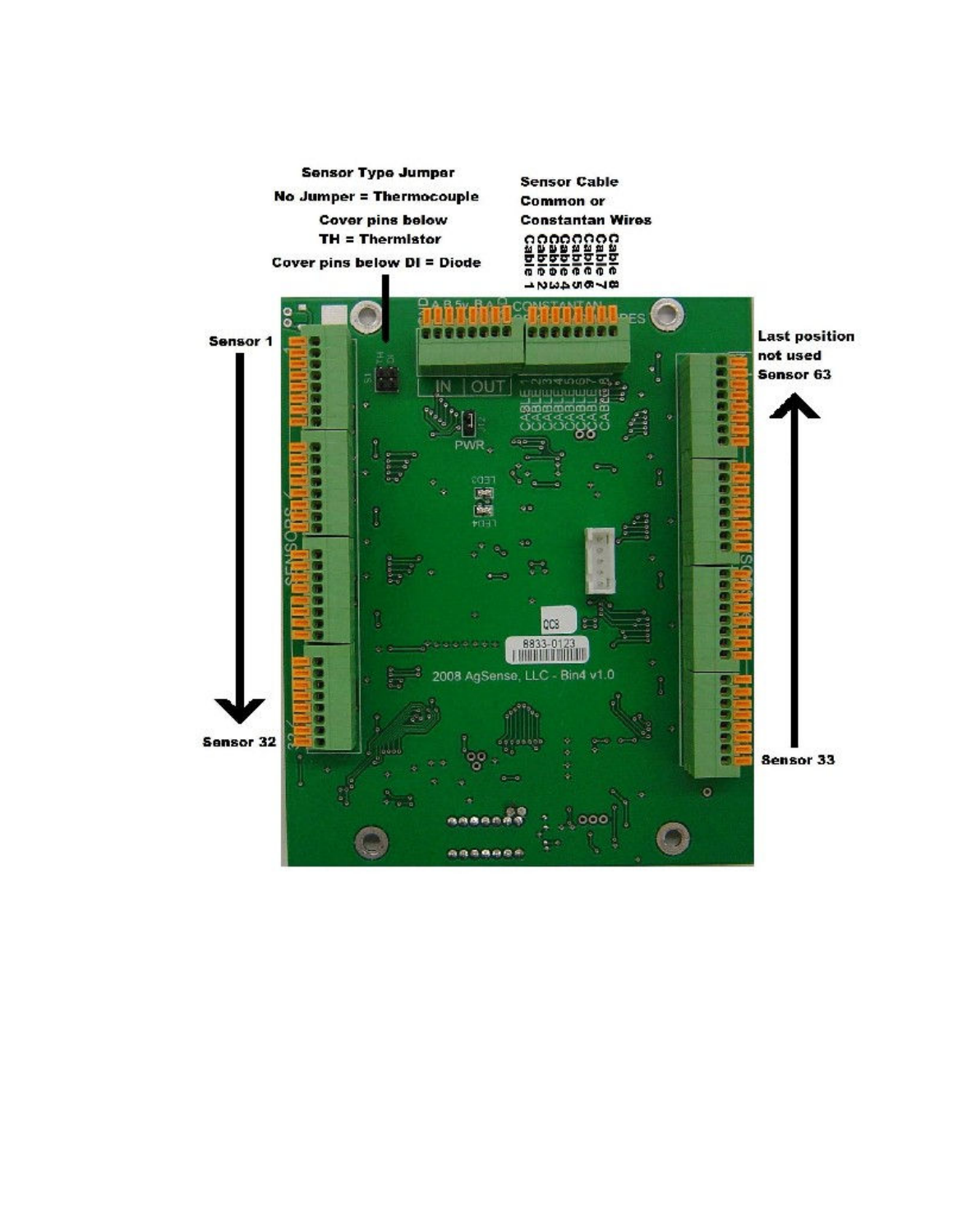Sensor Type Jumper

No Jumper = Thermocouple

Cover pins below

TH = Thermistor

Cover pins below DI = Diode

Sensor Cable

Common or

Constantan Wires

Cable 1
Cable 2
Cable 3
Cable 4
Cable 5
Cable 6
Cable 7
Cable 8

Sensor 1

Sensor 32

Last position

not used

Sensor 63

Sensor 33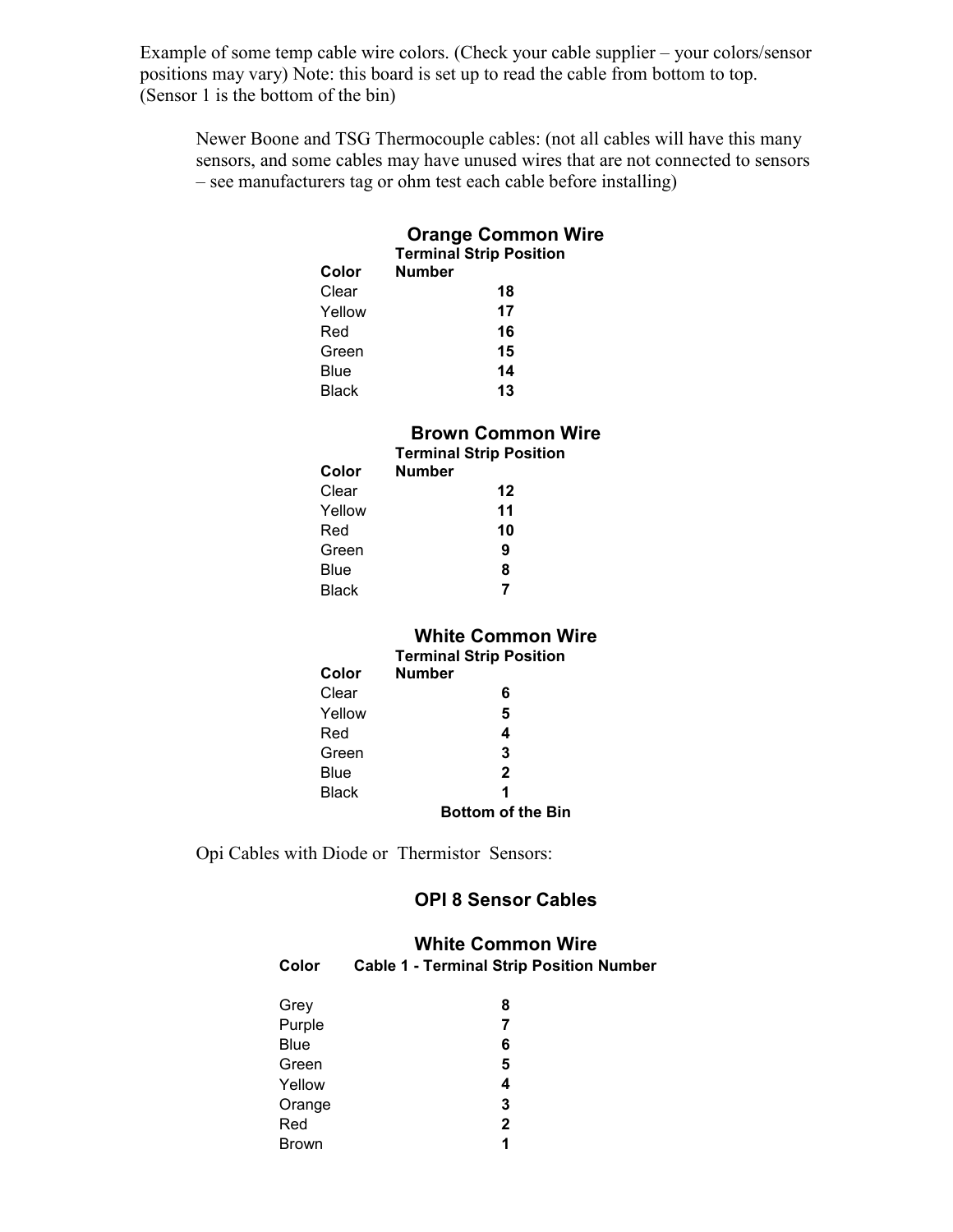Example of some temp cable wire colors. (Check your cable supplier – your colors/sensor positions may vary) Note: this board is set up to read the cable from bottom to top. (Sensor 1 is the bottom of the bin)

Newer Boone and TSG Thermocouple cables: (not all cables will have this many sensors, and some cables may have unused wires that are not connected to sensors – see manufacturers tag or ohm test each cable before installing)

### Orange Common Wire

| Color | Terminal Strip Position Number |
|---|---|
| Clear | 18 |
| Yellow | 17 |
| Red | 16 |
| Green | 15 |
| Blue | 14 |
| Black | 13 |

### Brown Common Wire

| Color | Terminal Strip Position Number |
|---|---|
| Clear | 12 |
| Yellow | 11 |
| Red | 10 |
| Green | 9 |
| Blue | 8 |
| Black | 7 |

### White Common Wire

| Color | Terminal Strip Position Number |
|---|---|
| Clear | 6 |
| Yellow | 5 |
| Red | 4 |
| Green | 3 |
| Blue | 2 |
| Black | 1 |

**Bottom of the Bin**

Opi Cables with Diode or Thermistor Sensors:

### OPI 8 Sensor Cables

### White Common Wire

| Color | Cable 1 - Terminal Strip Position Number |
|---|---|
| Grey | 8 |
| Purple | 7 |
| Blue | 6 |
| Green | 5 |
| Yellow | 4 |
| Orange | 3 |
| Red | 2 |
| Brown | 1 |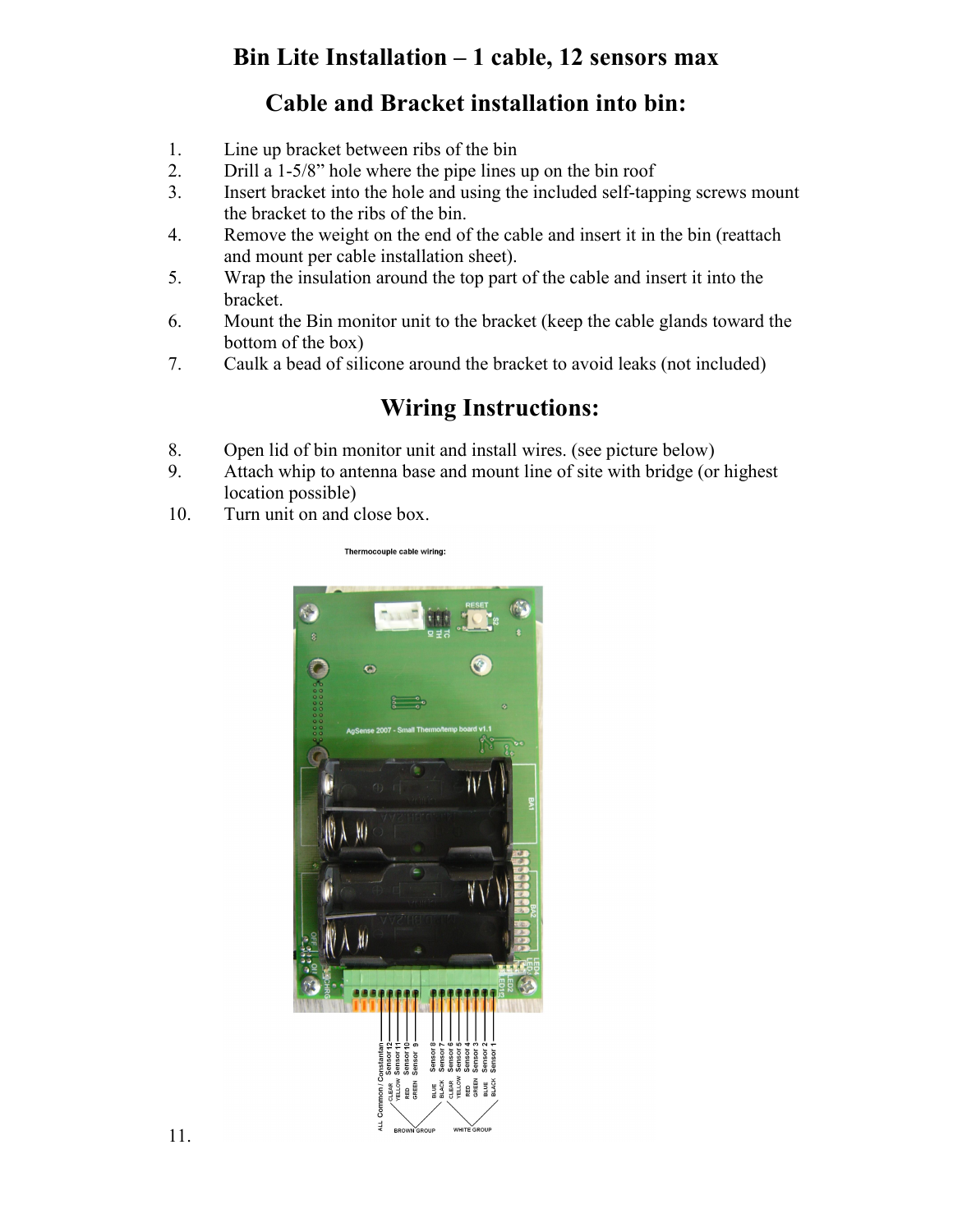# Bin Lite Installation – 1 cable, 12 sensors max

## Cable and Bracket installation into bin:

1. Line up bracket between ribs of the bin
2. Drill a 1-5/8" hole where the pipe lines up on the bin roof
3. Insert bracket into the hole and using the included self-tapping screws mount the bracket to the ribs of the bin.
4. Remove the weight on the end of the cable and insert it in the bin (reattach and mount per cable installation sheet).
5. Wrap the insulation around the top part of the cable and insert it into the bracket.
6. Mount the Bin monitor unit to the bracket (keep the cable glands toward the bottom of the box)
7. Caulk a bead of silicone around the bracket to avoid leaks (not included)

## Wiring Instructions:

8. Open lid of bin monitor unit and install wires. (see picture below)
9. Attach whip to antenna base and mount line of site with bridge (or highest location possible)
10. Turn unit on and close box.

Thermocouple cable wiring:

ALL Common / Constantan
CLEAR Sensor 12
YELLOW Sensor 11
RED Sensor 10
GREEN Sensor 9
BLUE Sensor 8
BLACK Sensor 7
CLEAR Sensor 6
YELLOW Sensor 5
RED Sensor 4
GREEN Sensor 3
BLUE Sensor 2
BLACK Sensor 1

BROWN GROUP
WHITE GROUP

11.